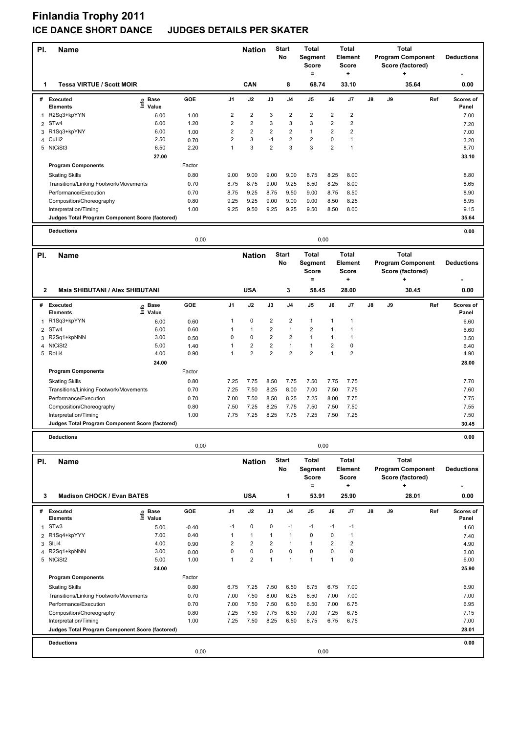# Finlandia Trophy 2011

## ICE DANCE SHORT DANCE JUDGES DETAILS PER SKATER

| Pl. | Name | Nation | Start No | Total Segment Score = | Total Element Score + | Total Program Component Score (factored) + | Deductions - |
|---|---|---|---|---|---|---|---|
| 1 | Tessa VIRTUE / Scott MOIR | CAN | 8 | 68.74 | 33.10 | 35.64 | 0.00 |

| # | Executed Elements | Info | Base Value | GOE | J1 | J2 | J3 | J4 | J5 | J6 | J7 | J8 | J9 | Ref | Scores of Panel |
|---|---|---|---|---|---|---|---|---|---|---|---|---|---|---|---|
| 1 | R2Sq3+kpYYN | | 6.00 | 1.00 | 2 | 2 | 3 | 2 | 2 | 2 | 2 | | | | 7.00 |
| 2 | STw4 | | 6.00 | 1.20 | 2 | 2 | 3 | 3 | 3 | 2 | 2 | | | | 7.20 |
| 3 | R1Sq3+kpYNY | | 6.00 | 1.00 | 2 | 2 | 2 | 2 | 1 | 2 | 2 | | | | 7.00 |
| 4 | CuLi2 | | 2.50 | 0.70 | 2 | 3 | -1 | 2 | 2 | 0 | 1 | | | | 3.20 |
| 5 | NtCiSt3 | | 6.50 | 2.20 | 1 | 3 | 2 | 3 | 3 | 2 | 1 | | | | 8.70 |
| | | | 27.00 | | | | | | | | | | | | 33.10 |
| | **Program Components** | | | Factor | | | | | | | | | | | |
| | Skating Skills | | | 0.80 | 9.00 | 9.00 | 9.00 | 9.00 | 8.75 | 8.25 | 8.00 | | | | 8.80 |
| | Transitions/Linking Footwork/Movements | | | 0.70 | 8.75 | 8.75 | 9.00 | 9.25 | 8.50 | 8.25 | 8.00 | | | | 8.65 |
| | Performance/Execution | | | 0.70 | 8.75 | 9.25 | 8.75 | 9.50 | 9.00 | 8.75 | 8.50 | | | | 8.90 |
| | Composition/Choreography | | | 0.80 | 9.25 | 9.25 | 9.00 | 9.00 | 9.00 | 8.50 | 8.25 | | | | 8.95 |
| | Interpretation/Timing | | | 1.00 | 9.25 | 9.50 | 9.25 | 9.25 | 9.50 | 8.50 | 8.00 | | | | 9.15 |
| | **Judges Total Program Component Score (factored)** | | | | | | | | | | | | | | 35.64 |
| | **Deductions** | | | 0,00 | | | | | 0,00 | | | | | | 0.00 |

| Pl. | Name | Nation | Start No | Total Segment Score = | Total Element Score + | Total Program Component Score (factored) + | Deductions - |
|---|---|---|---|---|---|---|---|
| 2 | Maia SHIBUTANI / Alex SHIBUTANI | USA | 3 | 58.45 | 28.00 | 30.45 | 0.00 |

| # | Executed Elements | Info | Base Value | GOE | J1 | J2 | J3 | J4 | J5 | J6 | J7 | J8 | J9 | Ref | Scores of Panel |
|---|---|---|---|---|---|---|---|---|---|---|---|---|---|---|---|
| 1 | R1Sq3+kpYYN | | 6.00 | 0.60 | 1 | 0 | 2 | 2 | 1 | 1 | 1 | | | | 6.60 |
| 2 | STw4 | | 6.00 | 0.60 | 1 | 1 | 2 | 1 | 2 | 1 | 1 | | | | 6.60 |
| 3 | R2Sq1+kpNNN | | 3.00 | 0.50 | 0 | 0 | 2 | 2 | 1 | 1 | 1 | | | | 3.50 |
| 4 | NtCiSt2 | | 5.00 | 1.40 | 1 | 2 | 2 | 1 | 1 | 2 | 0 | | | | 6.40 |
| 5 | RoLi4 | | 4.00 | 0.90 | 1 | 2 | 2 | 2 | 2 | 1 | 2 | | | | 4.90 |
| | | | 24.00 | | | | | | | | | | | | 28.00 |
| | **Program Components** | | | Factor | | | | | | | | | | | |
| | Skating Skills | | | 0.80 | 7.25 | 7.75 | 8.50 | 7.75 | 7.50 | 7.75 | 7.75 | | | | 7.70 |
| | Transitions/Linking Footwork/Movements | | | 0.70 | 7.25 | 7.50 | 8.25 | 8.00 | 7.00 | 7.50 | 7.75 | | | | 7.60 |
| | Performance/Execution | | | 0.70 | 7.00 | 7.50 | 8.50 | 8.25 | 7.25 | 8.00 | 7.75 | | | | 7.75 |
| | Composition/Choreography | | | 0.80 | 7.50 | 7.25 | 8.25 | 7.75 | 7.50 | 7.50 | 7.50 | | | | 7.55 |
| | Interpretation/Timing | | | 1.00 | 7.75 | 7.25 | 8.25 | 7.75 | 7.25 | 7.50 | 7.25 | | | | 7.50 |
| | **Judges Total Program Component Score (factored)** | | | | | | | | | | | | | | 30.45 |
| | **Deductions** | | | 0,00 | | | | | 0,00 | | | | | | 0.00 |

| Pl. | Name | Nation | Start No | Total Segment Score = | Total Element Score + | Total Program Component Score (factored) + | Deductions - |
|---|---|---|---|---|---|---|---|
| 3 | Madison CHOCK / Evan BATES | USA | 1 | 53.91 | 25.90 | 28.01 | 0.00 |

| # | Executed Elements | Info | Base Value | GOE | J1 | J2 | J3 | J4 | J5 | J6 | J7 | J8 | J9 | Ref | Scores of Panel |
|---|---|---|---|---|---|---|---|---|---|---|---|---|---|---|---|
| 1 | STw3 | | 5.00 | -0.40 | -1 | 0 | 0 | -1 | -1 | -1 | -1 | | | | 4.60 |
| 2 | R1Sq4+kpYYY | | 7.00 | 0.40 | 1 | 1 | 1 | 1 | 0 | 0 | 1 | | | | 7.40 |
| 3 | SlLi4 | | 4.00 | 0.90 | 2 | 2 | 2 | 1 | 1 | 2 | 2 | | | | 4.90 |
| 4 | R2Sq1+kpNNN | | 3.00 | 0.00 | 0 | 0 | 0 | 0 | 0 | 0 | 0 | | | | 3.00 |
| 5 | NtCiSt2 | | 5.00 | 1.00 | 1 | 2 | 1 | 1 | 1 | 1 | 0 | | | | 6.00 |
| | | | 24.00 | | | | | | | | | | | | 25.90 |
| | **Program Components** | | | Factor | | | | | | | | | | | |
| | Skating Skills | | | 0.80 | 6.75 | 7.25 | 7.50 | 6.50 | 6.75 | 6.75 | 7.00 | | | | 6.90 |
| | Transitions/Linking Footwork/Movements | | | 0.70 | 7.00 | 7.50 | 8.00 | 6.25 | 6.50 | 7.00 | 7.00 | | | | 7.00 |
| | Performance/Execution | | | 0.70 | 7.00 | 7.50 | 7.50 | 6.50 | 6.50 | 7.00 | 6.75 | | | | 6.95 |
| | Composition/Choreography | | | 0.80 | 7.25 | 7.50 | 7.75 | 6.50 | 7.00 | 7.25 | 6.75 | | | | 7.15 |
| | Interpretation/Timing | | | 1.00 | 7.25 | 7.50 | 8.25 | 6.50 | 6.75 | 6.75 | 6.75 | | | | 7.00 |
| | **Judges Total Program Component Score (factored)** | | | | | | | | | | | | | | 28.01 |
| | **Deductions** | | | 0,00 | | | | | 0,00 | | | | | | 0.00 |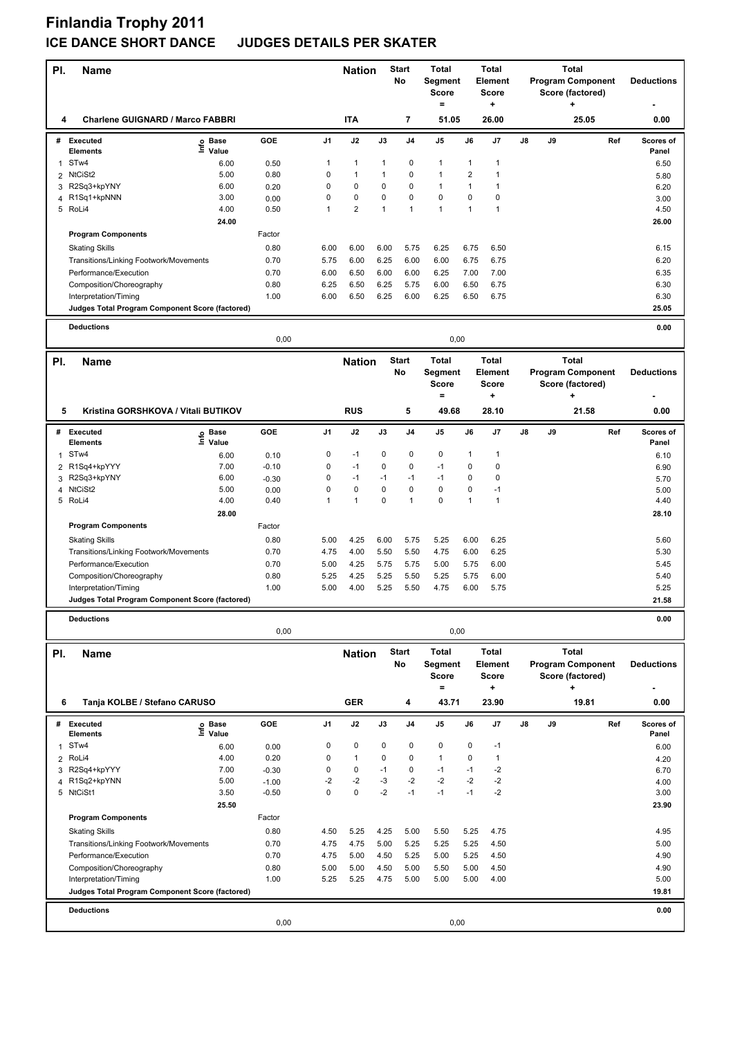# Finlandia Trophy 2011

## ICE DANCE SHORT DANCE JUDGES DETAILS PER SKATER

| Pl. | Name | Nation | Start No | Total Segment Score = | Total Element Score + | Total Program Component Score (factored) + | Deductions - |
|---|---|---|---|---|---|---|---|
| 4 | Charlene GUIGNARD / Marco FABBRI | ITA | 7 | 51.05 | 26.00 | 25.05 | 0.00 |

| # | Executed Elements | Info | Base Value | GOE | J1 | J2 | J3 | J4 | J5 | J6 | J7 | J8 | J9 | Ref | Scores of Panel |
|---|---|---|---|---|---|---|---|---|---|---|---|---|---|---|---|
| 1 | STw4 | | 6.00 | 0.50 | 1 | 1 | 1 | 0 | 1 | 1 | 1 | | | | 6.50 |
| 2 | NtCiSt2 | | 5.00 | 0.80 | 0 | 1 | 1 | 0 | 1 | 2 | 1 | | | | 5.80 |
| 3 | R2Sq3+kpYNY | | 6.00 | 0.20 | 0 | 0 | 0 | 0 | 1 | 1 | 1 | | | | 6.20 |
| 4 | R1Sq1+kpNNN | | 3.00 | 0.00 | 0 | 0 | 0 | 0 | 0 | 0 | 0 | | | | 3.00 |
| 5 | RoLi4 | | 4.00 | 0.50 | 1 | 2 | 1 | 1 | 1 | 1 | 1 | | | | 4.50 |
| | | | 24.00 | | | | | | | | | | | | 26.00 |

| Program Components | Factor | J1 | J2 | J3 | J4 | J5 | J6 | J7 | J8 | J9 | Scores of Panel |
|---|---|---|---|---|---|---|---|---|---|---|---|
| Skating Skills | 0.80 | 6.00 | 6.00 | 6.00 | 5.75 | 6.25 | 6.75 | 6.50 | | | 6.15 |
| Transitions/Linking Footwork/Movements | 0.70 | 5.75 | 6.00 | 6.25 | 6.00 | 6.00 | 6.75 | 6.75 | | | 6.20 |
| Performance/Execution | 0.70 | 6.00 | 6.50 | 6.00 | 6.00 | 6.25 | 7.00 | 7.00 | | | 6.35 |
| Composition/Choreography | 0.80 | 6.25 | 6.50 | 6.25 | 5.75 | 6.00 | 6.50 | 6.75 | | | 6.30 |
| Interpretation/Timing | 1.00 | 6.00 | 6.50 | 6.25 | 6.00 | 6.25 | 6.50 | 6.75 | | | 6.30 |
| Judges Total Program Component Score (factored) | | | | | | | | | | | 25.05 |

**Deductions** 0,00 0,00 — 0.00

| Pl. | Name | Nation | Start No | Total Segment Score = | Total Element Score + | Total Program Component Score (factored) + | Deductions - |
|---|---|---|---|---|---|---|---|
| 5 | Kristina GORSHKOVA / Vitali BUTIKOV | RUS | 5 | 49.68 | 28.10 | 21.58 | 0.00 |

| # | Executed Elements | Info | Base Value | GOE | J1 | J2 | J3 | J4 | J5 | J6 | J7 | J8 | J9 | Ref | Scores of Panel |
|---|---|---|---|---|---|---|---|---|---|---|---|---|---|---|---|
| 1 | STw4 | | 6.00 | 0.10 | 0 | -1 | 0 | 0 | 0 | 1 | 1 | | | | 6.10 |
| 2 | R1Sq4+kpYYY | | 7.00 | -0.10 | 0 | -1 | 0 | 0 | -1 | 0 | 0 | | | | 6.90 |
| 3 | R2Sq3+kpYNY | | 6.00 | -0.30 | 0 | -1 | -1 | -1 | -1 | 0 | 0 | | | | 5.70 |
| 4 | NtCiSt2 | | 5.00 | 0.00 | 0 | 0 | 0 | 0 | 0 | 0 | -1 | | | | 5.00 |
| 5 | RoLi4 | | 4.00 | 0.40 | 1 | 1 | 0 | 1 | 0 | 1 | 1 | | | | 4.40 |
| | | | 28.00 | | | | | | | | | | | | 28.10 |

| Program Components | Factor | J1 | J2 | J3 | J4 | J5 | J6 | J7 | J8 | J9 | Scores of Panel |
|---|---|---|---|---|---|---|---|---|---|---|---|
| Skating Skills | 0.80 | 5.00 | 4.25 | 6.00 | 5.75 | 5.25 | 6.00 | 6.25 | | | 5.60 |
| Transitions/Linking Footwork/Movements | 0.70 | 4.75 | 4.00 | 5.50 | 5.50 | 4.75 | 6.00 | 6.25 | | | 5.30 |
| Performance/Execution | 0.70 | 5.00 | 4.25 | 5.75 | 5.75 | 5.00 | 5.75 | 6.00 | | | 5.45 |
| Composition/Choreography | 0.80 | 5.25 | 4.25 | 5.25 | 5.50 | 5.25 | 5.75 | 6.00 | | | 5.40 |
| Interpretation/Timing | 1.00 | 5.00 | 4.00 | 5.25 | 5.50 | 4.75 | 6.00 | 5.75 | | | 5.25 |
| Judges Total Program Component Score (factored) | | | | | | | | | | | 21.58 |

**Deductions** 0,00 0,00 — 0.00

| Pl. | Name | Nation | Start No | Total Segment Score = | Total Element Score + | Total Program Component Score (factored) + | Deductions - |
|---|---|---|---|---|---|---|---|
| 6 | Tanja KOLBE / Stefano CARUSO | GER | 4 | 43.71 | 23.90 | 19.81 | 0.00 |

| # | Executed Elements | Info | Base Value | GOE | J1 | J2 | J3 | J4 | J5 | J6 | J7 | J8 | J9 | Ref | Scores of Panel |
|---|---|---|---|---|---|---|---|---|---|---|---|---|---|---|---|
| 1 | STw4 | | 6.00 | 0.00 | 0 | 0 | 0 | 0 | 0 | 0 | -1 | | | | 6.00 |
| 2 | RoLi4 | | 4.00 | 0.20 | 0 | 1 | 0 | 0 | 1 | 0 | 1 | | | | 4.20 |
| 3 | R2Sq4+kpYYY | | 7.00 | -0.30 | 0 | 0 | -1 | 0 | -1 | -1 | -2 | | | | 6.70 |
| 4 | R1Sq2+kpYNN | | 5.00 | -1.00 | -2 | -2 | -3 | -2 | -2 | -2 | -2 | | | | 4.00 |
| 5 | NtCiSt1 | | 3.50 | -0.50 | 0 | 0 | -2 | -1 | -1 | -1 | -2 | | | | 3.00 |
| | | | 25.50 | | | | | | | | | | | | 23.90 |

| Program Components | Factor | J1 | J2 | J3 | J4 | J5 | J6 | J7 | J8 | J9 | Scores of Panel |
|---|---|---|---|---|---|---|---|---|---|---|---|
| Skating Skills | 0.80 | 4.50 | 5.25 | 4.25 | 5.00 | 5.50 | 5.25 | 4.75 | | | 4.95 |
| Transitions/Linking Footwork/Movements | 0.70 | 4.75 | 4.75 | 5.00 | 5.25 | 5.25 | 5.25 | 4.50 | | | 5.00 |
| Performance/Execution | 0.70 | 4.75 | 5.00 | 4.50 | 5.25 | 5.00 | 5.25 | 4.50 | | | 4.90 |
| Composition/Choreography | 0.80 | 5.00 | 5.00 | 4.50 | 5.00 | 5.50 | 5.00 | 4.50 | | | 4.90 |
| Interpretation/Timing | 1.00 | 5.25 | 5.25 | 4.75 | 5.00 | 5.00 | 5.00 | 4.00 | | | 5.00 |
| Judges Total Program Component Score (factored) | | | | | | | | | | | 19.81 |

**Deductions** 0,00 0,00 — 0.00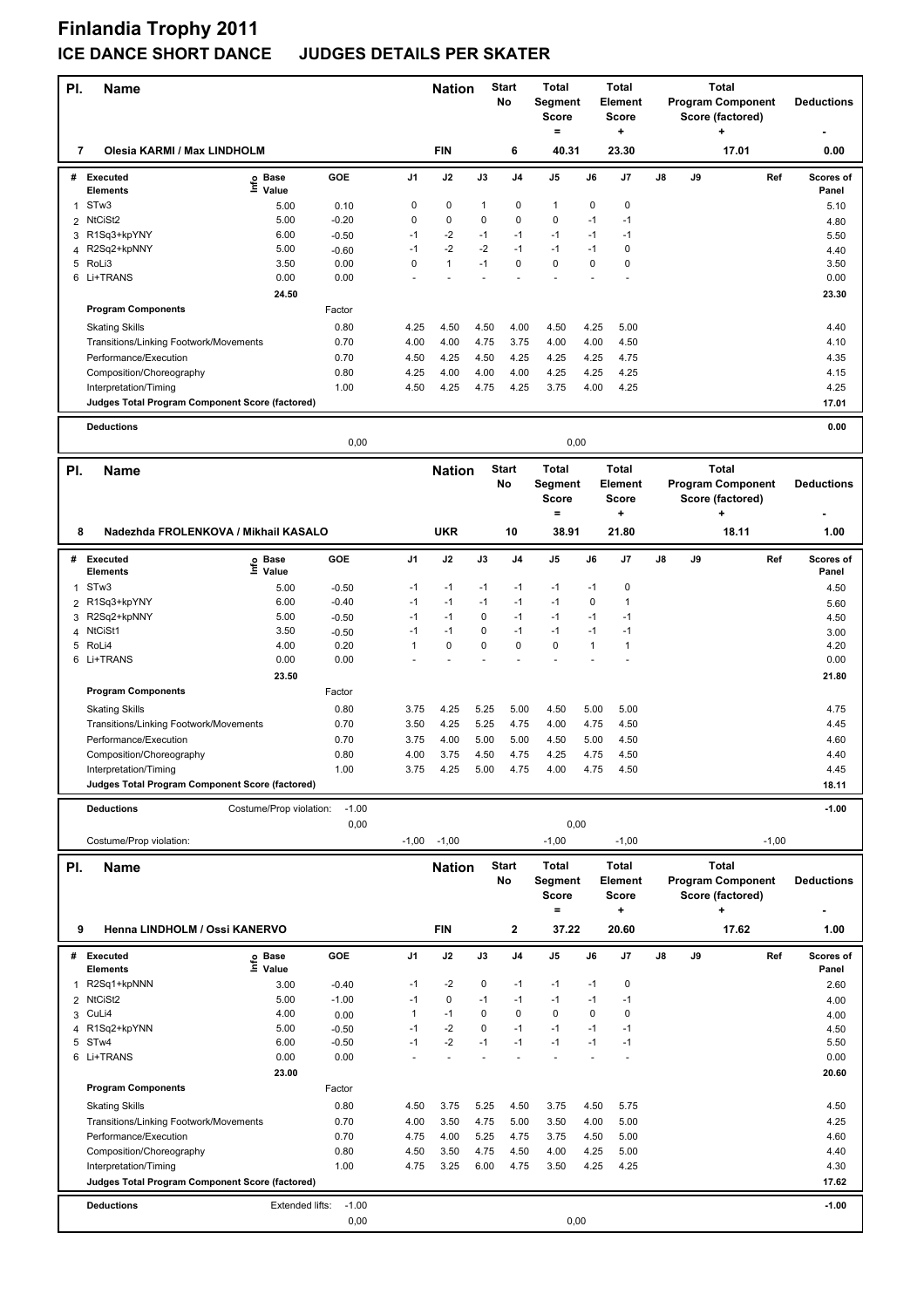# Finlandia Trophy 2011

## ICE DANCE SHORT DANCE JUDGES DETAILS PER SKATER

| Pl. | Name | Nation | Start No | Total Segment Score = | Total Element Score + | Total Program Component Score (factored) + | Deductions - |
|---|---|---|---|---|---|---|---|
| 7 | Olesia KARMI / Max LINDHOLM | FIN | 6 | 40.31 | 23.30 | 17.01 | 0.00 |

| # | Executed Elements | Info | Base Value | GOE | J1 | J2 | J3 | J4 | J5 | J6 | J7 | J8 | J9 | Ref | Scores of Panel |
|---|---|---|---|---|---|---|---|---|---|---|---|---|---|---|---|
| 1 | STw3 | | 5.00 | 0.10 | 0 | 0 | 1 | 0 | 1 | 0 | 0 | | | | 5.10 |
| 2 | NtCiSt2 | | 5.00 | -0.20 | 0 | 0 | 0 | 0 | 0 | -1 | -1 | | | | 4.80 |
| 3 | R1Sq3+kpYNY | | 6.00 | -0.50 | -1 | -2 | -1 | -1 | -1 | -1 | -1 | | | | 5.50 |
| 4 | R2Sq2+kpNNY | | 5.00 | -0.60 | -1 | -2 | -2 | -1 | -1 | -1 | 0 | | | | 4.40 |
| 5 | RoLi3 | | 3.50 | 0.00 | 0 | 1 | -1 | 0 | 0 | 0 | 0 | | | | 3.50 |
| 6 | Li+TRANS | | 0.00 | 0.00 | - | - | - | - | - | - | - | | | | 0.00 |
| | | | 24.50 | | | | | | | | | | | | 23.30 |

| Program Components | Factor | J1 | J2 | J3 | J4 | J5 | J6 | J7 | J8 | J9 | Ref | Scores of Panel |
|---|---|---|---|---|---|---|---|---|---|---|---|---|
| Skating Skills | 0.80 | 4.25 | 4.50 | 4.50 | 4.00 | 4.50 | 4.25 | 5.00 | | | | 4.40 |
| Transitions/Linking Footwork/Movements | 0.70 | 4.00 | 4.00 | 4.75 | 3.75 | 4.00 | 4.00 | 4.50 | | | | 4.10 |
| Performance/Execution | 0.70 | 4.50 | 4.25 | 4.50 | 4.25 | 4.25 | 4.25 | 4.75 | | | | 4.35 |
| Composition/Choreography | 0.80 | 4.25 | 4.00 | 4.00 | 4.00 | 4.25 | 4.25 | 4.25 | | | | 4.15 |
| Interpretation/Timing | 1.00 | 4.50 | 4.25 | 4.75 | 4.25 | 3.75 | 4.00 | 4.25 | | | | 4.25 |
| Judges Total Program Component Score (factored) | | | | | | | | | | | | 17.01 |

**Deductions** 0.00

0,00 0,00

| Pl. | Name | Nation | Start No | Total Segment Score = | Total Element Score + | Total Program Component Score (factored) + | Deductions - |
|---|---|---|---|---|---|---|---|
| 8 | Nadezhda FROLENKOVA / Mikhail KASALO | UKR | 10 | 38.91 | 21.80 | 18.11 | 1.00 |

| # | Executed Elements | Info | Base Value | GOE | J1 | J2 | J3 | J4 | J5 | J6 | J7 | J8 | J9 | Ref | Scores of Panel |
|---|---|---|---|---|---|---|---|---|---|---|---|---|---|---|---|
| 1 | STw3 | | 5.00 | -0.50 | -1 | -1 | -1 | -1 | -1 | -1 | 0 | | | | 4.50 |
| 2 | R1Sq3+kpYNY | | 6.00 | -0.40 | -1 | -1 | -1 | -1 | -1 | 0 | 1 | | | | 5.60 |
| 3 | R2Sq2+kpNNY | | 5.00 | -0.50 | -1 | -1 | 0 | -1 | -1 | -1 | -1 | | | | 4.50 |
| 4 | NtCiSt1 | | 3.50 | -0.50 | -1 | -1 | 0 | -1 | -1 | -1 | -1 | | | | 3.00 |
| 5 | RoLi4 | | 4.00 | 0.20 | 1 | 0 | 0 | 0 | 0 | 1 | 1 | | | | 4.20 |
| 6 | Li+TRANS | | 0.00 | 0.00 | - | - | - | - | - | - | - | | | | 0.00 |
| | | | 23.50 | | | | | | | | | | | | 21.80 |

| Program Components | Factor | J1 | J2 | J3 | J4 | J5 | J6 | J7 | J8 | J9 | Ref | Scores of Panel |
|---|---|---|---|---|---|---|---|---|---|---|---|---|
| Skating Skills | 0.80 | 3.75 | 4.25 | 5.25 | 5.00 | 4.50 | 5.00 | 5.00 | | | | 4.75 |
| Transitions/Linking Footwork/Movements | 0.70 | 3.50 | 4.25 | 5.25 | 4.75 | 4.00 | 4.75 | 4.50 | | | | 4.45 |
| Performance/Execution | 0.70 | 3.75 | 4.00 | 5.00 | 5.00 | 4.50 | 5.00 | 4.50 | | | | 4.60 |
| Composition/Choreography | 0.80 | 4.00 | 3.75 | 4.50 | 4.75 | 4.25 | 4.75 | 4.50 | | | | 4.40 |
| Interpretation/Timing | 1.00 | 3.75 | 4.25 | 5.00 | 4.75 | 4.00 | 4.75 | 4.50 | | | | 4.45 |
| Judges Total Program Component Score (factored) | | | | | | | | | | | | 18.11 |

**Deductions** Costume/Prop violation: -1.00 — **-1.00**

0,00 0,00

Costume/Prop violation: -1,00 -1,00 -1,00 -1,00 -1,00

| Pl. | Name | Nation | Start No | Total Segment Score = | Total Element Score + | Total Program Component Score (factored) + | Deductions - |
|---|---|---|---|---|---|---|---|
| 9 | Henna LINDHOLM / Ossi KANERVO | FIN | 2 | 37.22 | 20.60 | 17.62 | 1.00 |

| # | Executed Elements | Info | Base Value | GOE | J1 | J2 | J3 | J4 | J5 | J6 | J7 | J8 | J9 | Ref | Scores of Panel |
|---|---|---|---|---|---|---|---|---|---|---|---|---|---|---|---|
| 1 | R2Sq1+kpNNN | | 3.00 | -0.40 | -1 | -2 | 0 | -1 | -1 | -1 | 0 | | | | 2.60 |
| 2 | NtCiSt2 | | 5.00 | -1.00 | -1 | 0 | -1 | -1 | -1 | -1 | -1 | | | | 4.00 |
| 3 | CuLi4 | | 4.00 | 0.00 | 1 | -1 | 0 | 0 | 0 | 0 | 0 | | | | 4.00 |
| 4 | R1Sq2+kpYNN | | 5.00 | -0.50 | -1 | -2 | 0 | -1 | -1 | -1 | -1 | | | | 4.50 |
| 5 | STw4 | | 6.00 | -0.50 | -1 | -2 | -1 | -1 | -1 | -1 | -1 | | | | 5.50 |
| 6 | Li+TRANS | | 0.00 | 0.00 | - | - | - | - | - | - | - | | | | 0.00 |
| | | | 23.00 | | | | | | | | | | | | 20.60 |

| Program Components | Factor | J1 | J2 | J3 | J4 | J5 | J6 | J7 | J8 | J9 | Ref | Scores of Panel |
|---|---|---|---|---|---|---|---|---|---|---|---|---|
| Skating Skills | 0.80 | 4.50 | 3.75 | 5.25 | 4.50 | 3.75 | 4.50 | 5.75 | | | | 4.50 |
| Transitions/Linking Footwork/Movements | 0.70 | 4.00 | 3.50 | 4.75 | 5.00 | 3.50 | 4.00 | 5.00 | | | | 4.25 |
| Performance/Execution | 0.70 | 4.75 | 4.00 | 5.25 | 4.75 | 3.75 | 4.50 | 5.00 | | | | 4.60 |
| Composition/Choreography | 0.80 | 4.50 | 3.50 | 4.75 | 4.50 | 4.00 | 4.25 | 5.00 | | | | 4.40 |
| Interpretation/Timing | 1.00 | 4.75 | 3.25 | 6.00 | 4.75 | 3.50 | 4.25 | 4.25 | | | | 4.30 |
| Judges Total Program Component Score (factored) | | | | | | | | | | | | 17.62 |

**Deductions** Extended lifts: -1.00 — **-1.00**

0,00 0,00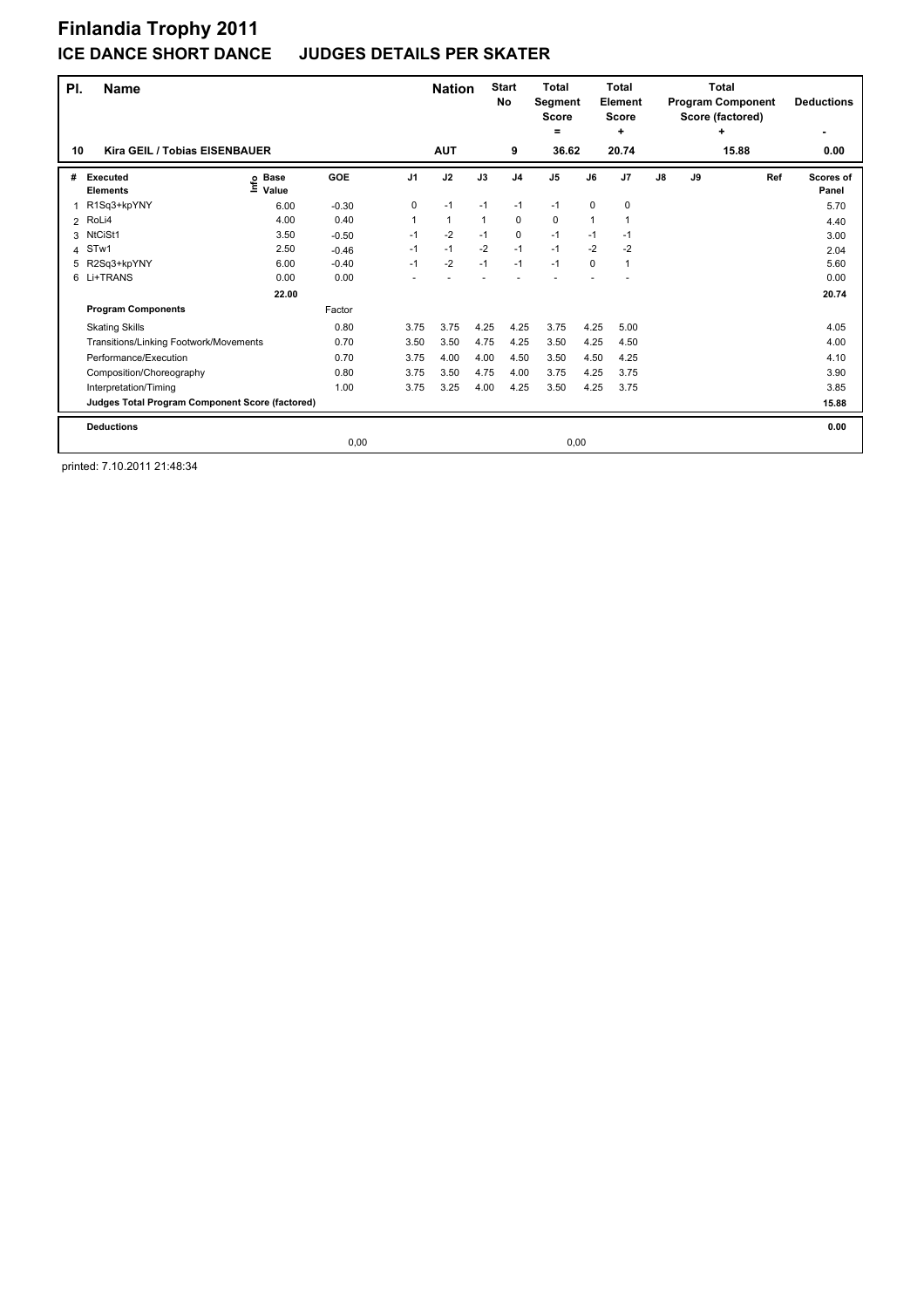# Finlandia Trophy 2011

## ICE DANCE SHORT DANCE JUDGES DETAILS PER SKATER

| Pl. | Name | Nation | Start No | Total Segment Score = | Total Element Score + | Total Program Component Score (factored) + | Deductions - |
|---|---|---|---|---|---|---|---|
| 10 | Kira GEIL / Tobias EISENBAUER | AUT | 9 | 36.62 | 20.74 | 15.88 | 0.00 |

| # | Executed Elements | Info | Base Value | GOE | J1 | J2 | J3 | J4 | J5 | J6 | J7 | J8 | J9 | Ref | Scores of Panel |
|---|---|---|---|---|---|---|---|---|---|---|---|---|---|---|---|
| 1 | R1Sq3+kpYNY | | 6.00 | -0.30 | 0 | -1 | -1 | -1 | -1 | 0 | 0 | | | | 5.70 |
| 2 | RoLi4 | | 4.00 | 0.40 | 1 | 1 | 1 | 0 | 0 | 1 | 1 | | | | 4.40 |
| 3 | NtCiSt1 | | 3.50 | -0.50 | -1 | -2 | -1 | 0 | -1 | -1 | -1 | | | | 3.00 |
| 4 | STw1 | | 2.50 | -0.46 | -1 | -1 | -2 | -1 | -1 | -2 | -2 | | | | 2.04 |
| 5 | R2Sq3+kpYNY | | 6.00 | -0.40 | -1 | -2 | -1 | -1 | -1 | 0 | 1 | | | | 5.60 |
| 6 | Li+TRANS | | 0.00 | 0.00 | - | - | - | - | - | - | - | | | | 0.00 |
| | | | 22.00 | | | | | | | | | | | | 20.74 |
| | **Program Components** | | | Factor | | | | | | | | | | | |
| | Skating Skills | | | 0.80 | 3.75 | 3.75 | 4.25 | 4.25 | 3.75 | 4.25 | 5.00 | | | | 4.05 |
| | Transitions/Linking Footwork/Movements | | | 0.70 | 3.50 | 3.50 | 4.75 | 4.25 | 3.50 | 4.25 | 4.50 | | | | 4.00 |
| | Performance/Execution | | | 0.70 | 3.75 | 4.00 | 4.00 | 4.50 | 3.50 | 4.50 | 4.25 | | | | 4.10 |
| | Composition/Choreography | | | 0.80 | 3.75 | 3.50 | 4.75 | 4.00 | 3.75 | 4.25 | 3.75 | | | | 3.90 |
| | Interpretation/Timing | | | 1.00 | 3.75 | 3.25 | 4.00 | 4.25 | 3.50 | 4.25 | 3.75 | | | | 3.85 |
| | **Judges Total Program Component Score (factored)** | | | | | | | | | | | | | | 15.88 |
| | **Deductions** | | | | | | | | | | | | | | 0.00 |
| | | | | 0,00 | | | | | 0,00 | | | | | | |

printed: 7.10.2011 21:48:34